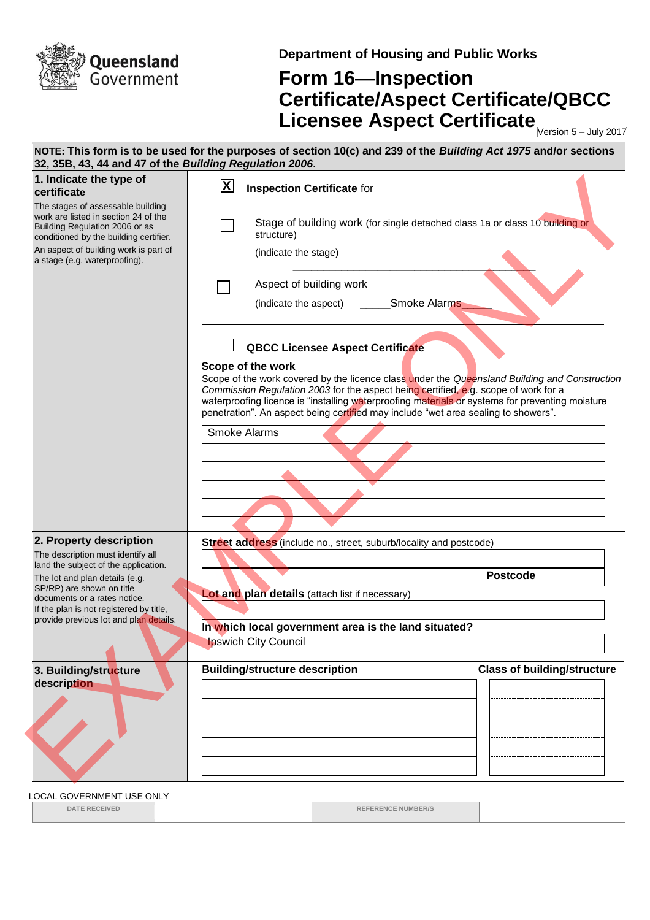Queensland Government

**Department of Housing and Public Works**

# Form 16—Inspection Certificate/Aspect Certificate/QBCC Licensee Aspect Certificate

Version 5 – July 2017

**NOTE: This form is to be used for the purposes of section 10(c) and 239 of the *Building Act 1975* and/or sections 32, 35B, 43, 44 and 47 of the *Building Regulation 2006*.**

EXAMPLE ONLY

## 1. Indicate the type of certificate

The stages of assessable building work are listed in section 24 of the Building Regulation 2006 or as conditioned by the building certifier.

An aspect of building work is part of a stage (e.g. waterproofing).

[X] **Inspection Certificate** for

[ ] Stage of building work (for single detached class 1a or class 10 building or structure)

(indicate the stage) ____________________________________________

[ ] Aspect of building work

(indicate the aspect) _____Smoke Alarms_____

[ ] **QBCC Licensee Aspect Certificate**

**Scope of the work**

Scope of the work covered by the licence class under the *Queensland Building and Construction Commission Regulation 2003* for the aspect being certified, e.g. scope of work for a waterproofing licence is "installing waterproofing materials or systems for preventing moisture penetration". An aspect being certified may include "wet area sealing to showers".

Smoke Alarms

## 2. Property description

The description must identify all land the subject of the application.

The lot and plan details (e.g. SP/RP) are shown on title documents or a rates notice.

If the plan is not registered by title, provide previous lot and plan details.

**Street address** (include no., street, suburb/locality and postcode)

**Postcode**

**Lot and plan details** (attach list if necessary)

**In which local government area is the land situated?**

Ipswich City Council

## 3. Building/structure description

| Building/structure description | Class of building/structure |
|---|---|
| | |
| | |
| | |
| | |
| | |

LOCAL GOVERNMENT USE ONLY

| DATE RECEIVED | | REFERENCE NUMBER/S | |
|---|---|---|---|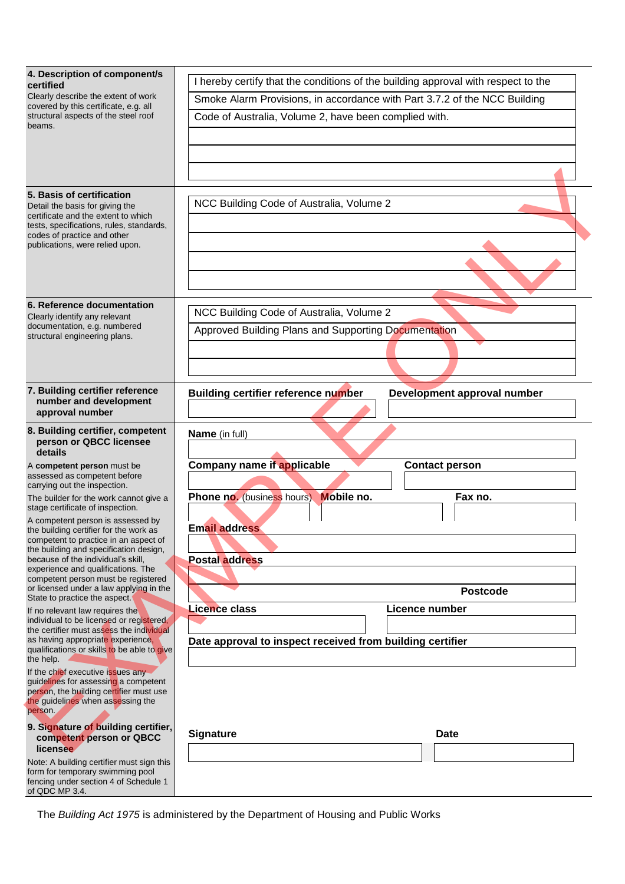| | |
|---|---|
| **4. Description of component/s certified**<br>Clearly describe the extent of work covered by this certificate, e.g. all structural aspects of the steel roof beams. | I hereby certify that the conditions of the building approval with respect to the Smoke Alarm Provisions, in accordance with Part 3.7.2 of the NCC Building Code of Australia, Volume 2, have been complied with. |
| **5. Basis of certification**<br>Detail the basis for giving the certificate and the extent to which tests, specifications, rules, standards, codes of practice and other publications, were relied upon. | NCC Building Code of Australia, Volume 2 |
| **6. Reference documentation**<br>Clearly identify any relevant documentation, e.g. numbered structural engineering plans. | NCC Building Code of Australia, Volume 2<br>Approved Building Plans and Supporting Documentation |
| **7. Building certifier reference number and development approval number** | **Building certifier reference number**<br>**Development approval number** |
| **8. Building certifier, competent person or QBCC licensee details**<br>A **competent person** must be assessed as competent before carrying out the inspection.<br>The builder for the work cannot give a stage certificate of inspection.<br>A competent person is assessed by the building certifier for the work as competent to practice in an aspect of the building and specification design, because of the individual's skill, experience and qualifications. The competent person must be registered or licensed under a law applying in the State to practice the aspect.<br>If no relevant law requires the individual to be licensed or registered, the certifier must assess the individual as having appropriate experience, qualifications or skills to be able to give the help.<br>If the chief executive issues any guidelines for assessing a competent person, the building certifier must use the guidelines when assessing the person. | **Name** (in full)<br>**Company name if applicable**<br>**Contact person**<br>**Phone no.** (business hours)<br>**Mobile no.**<br>**Fax no.**<br>**Email address**<br>**Postal address**<br>**Postcode**<br>**Licence class**<br>**Licence number**<br>**Date approval to inspect received from building certifier** |
| **9. Signature of building certifier, competent person or QBCC licensee**<br>Note: A building certifier must sign this form for temporary swimming pool fencing under section 4 of Schedule 1 of QDC MP 3.4. | **Signature**<br>**Date** |

The *Building Act 1975* is administered by the Department of Housing and Public Works